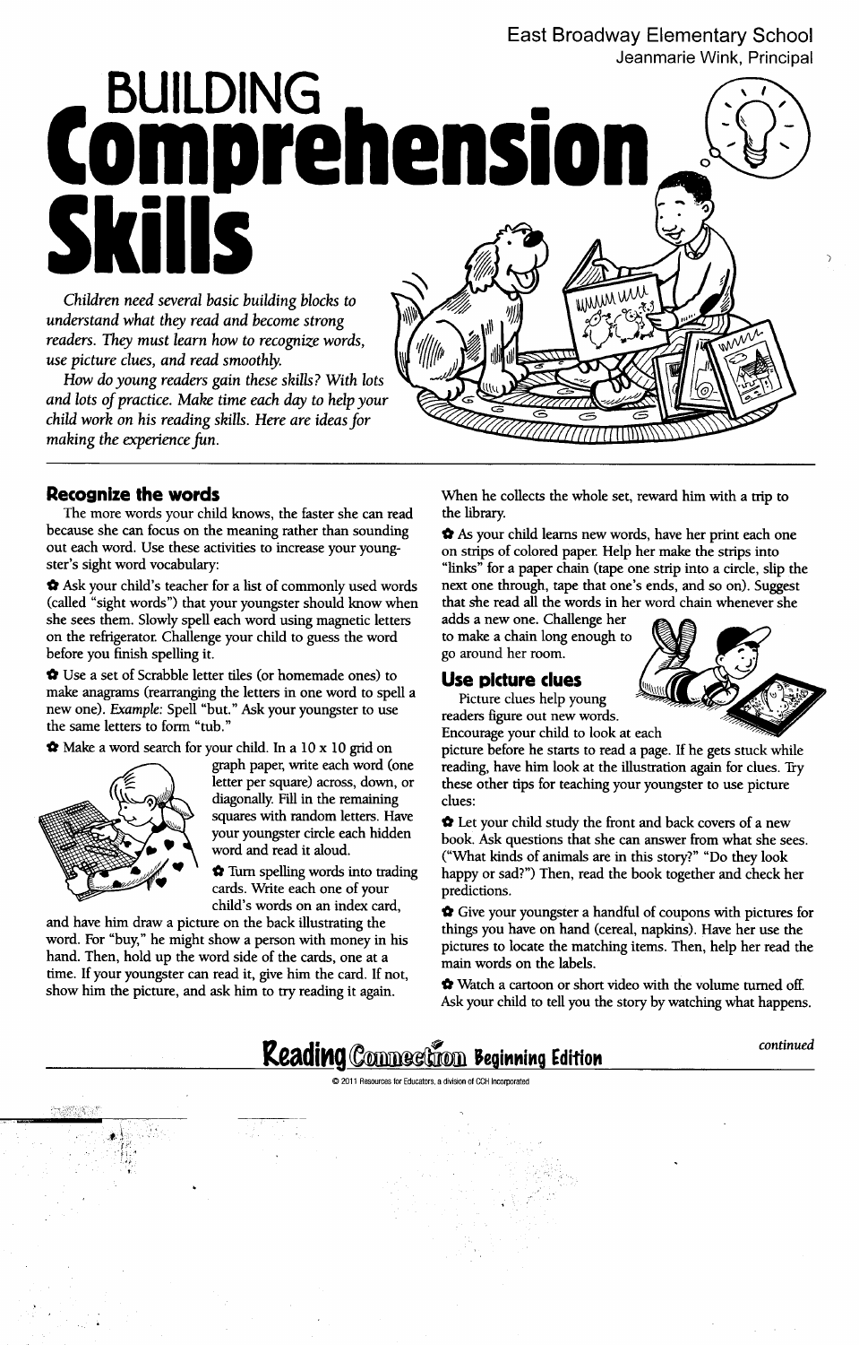East Broadway Elementary School
Jeanmarie Wink, Principal

# BUILDING Comprehension Skills

*Children need several basic building blocks to understand what they read and become strong readers. They must learn how to recognize words, use picture clues, and read smoothly.*

*How do young readers gain these skills? With lots and lots of practice. Make time each day to help your child work on his reading skills. Here are ideas for making the experience fun.*

## Recognize the words

The more words your child knows, the faster she can read because she can focus on the meaning rather than sounding out each word. Use these activities to increase your youngster's sight word vocabulary:

- Ask your child's teacher for a list of commonly used words (called "sight words") that your youngster should know when she sees them. Slowly spell each word using magnetic letters on the refrigerator. Challenge your child to guess the word before you finish spelling it.
- Use a set of Scrabble letter tiles (or homemade ones) to make anagrams (rearranging the letters in one word to spell a new one). *Example:* Spell "but." Ask your youngster to use the same letters to form "tub."
- Make a word search for your child. In a 10 x 10 grid on graph paper, write each word (one letter per square) across, down, or diagonally. Fill in the remaining squares with random letters. Have your youngster circle each hidden word and read it aloud.
- Turn spelling words into trading cards. Write each one of your child's words on an index card, and have him draw a picture on the back illustrating the word. For "buy," he might show a person with money in his hand. Then, hold up the word side of the cards, one at a time. If your youngster can read it, give him the card. If not, show him the picture, and ask him to try reading it again. When he collects the whole set, reward him with a trip to the library.
- As your child learns new words, have her print each one on strips of colored paper. Help her make the strips into "links" for a paper chain (tape one strip into a circle, slip the next one through, tape that one's ends, and so on). Suggest that she read all the words in her word chain whenever she adds a new one. Challenge her to make a chain long enough to go around her room.

## Use picture clues

Picture clues help young readers figure out new words. Encourage your child to look at each picture before he starts to read a page. If he gets stuck while reading, have him look at the illustration again for clues. Try these other tips for teaching your youngster to use picture clues:

- Let your child study the front and back covers of a new book. Ask questions that she can answer from what she sees. ("What kinds of animals are in this story?" "Do they look happy or sad?") Then, read the book together and check her predictions.
- Give your youngster a handful of coupons with pictures for things you have on hand (cereal, napkins). Have her use the pictures to locate the matching items. Then, help her read the main words on the labels.
- Watch a cartoon or short video with the volume turned off. Ask your child to tell you the story by watching what happens.

*continued*

**Reading Connection Beginning Edition**

© 2011 Resources for Educators, a division of CCH Incorporated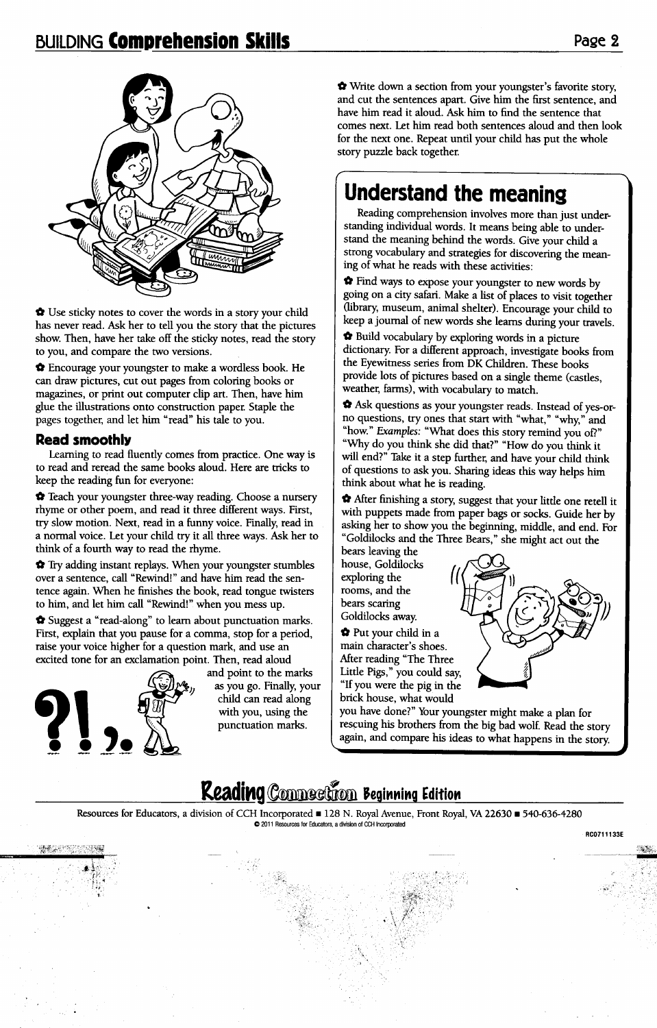✿ Use sticky notes to cover the words in a story your child has never read. Ask her to tell you the story that the pictures show. Then, have her take off the sticky notes, read the story to you, and compare the two versions.

✿ Encourage your youngster to make a wordless book. He can draw pictures, cut out pages from coloring books or magazines, or print out computer clip art. Then, have him glue the illustrations onto construction paper. Staple the pages together, and let him "read" his tale to you.

### Read smoothly

Learning to read fluently comes from practice. One way is to read and reread the same books aloud. Here are tricks to keep the reading fun for everyone:

✿ Teach your youngster three-way reading. Choose a nursery rhyme or other poem, and read it three different ways. First, try slow motion. Next, read in a funny voice. Finally, read in a normal voice. Let your child try it all three ways. Ask her to think of a fourth way to read the rhyme.

✿ Try adding instant replays. When your youngster stumbles over a sentence, call "Rewind!" and have him read the sentence again. When he finishes the book, read tongue twisters to him, and let him call "Rewind!" when you mess up.

✿ Suggest a "read-along" to learn about punctuation marks. First, explain that you pause for a comma, stop for a period, raise your voice higher for a question mark, and use an excited tone for an exclamation point. Then, read aloud and point to the marks as you go. Finally, your child can read along with you, using the punctuation marks.

✿ Write down a section from your youngster's favorite story, and cut the sentences apart. Give him the first sentence, and have him read it aloud. Ask him to find the sentence that comes next. Let him read both sentences aloud and then look for the next one. Repeat until your child has put the whole story puzzle back together.

## Understand the meaning

Reading comprehension involves more than just understanding individual words. It means being able to understand the meaning behind the words. Give your child a strong vocabulary and strategies for discovering the meaning of what he reads with these activities:

✿ Find ways to expose your youngster to new words by going on a city safari. Make a list of places to visit together (library, museum, animal shelter). Encourage your child to keep a journal of new words she learns during your travels.

✿ Build vocabulary by exploring words in a picture dictionary. For a different approach, investigate books from the Eyewitness series from DK Children. These books provide lots of pictures based on a single theme (castles, weather, farms), with vocabulary to match.

✿ Ask questions as your youngster reads. Instead of yes-or-no questions, try ones that start with "what," "why," and "how." *Examples:* "What does this story remind you of?" "Why do you think she did that?" "How do you think it will end?" Take it a step further, and have your child think of questions to ask you. Sharing ideas this way helps him think about what he is reading.

✿ After finishing a story, suggest that your little one retell it with puppets made from paper bags or socks. Guide her by asking her to show you the beginning, middle, and end. For "Goldilocks and the Three Bears," she might act out the bears leaving the house, Goldilocks exploring the rooms, and the bears scaring Goldilocks away.

✿ Put your child in a main character's shoes. After reading "The Three Little Pigs," you could say, "If you were the pig in the brick house, what would you have done?" Your youngster might make a plan for rescuing his brothers from the big bad wolf. Read the story again, and compare his ideas to what happens in the story.

**Reading Connection Beginning Edition**

Resources for Educators, a division of CCH Incorporated ■ 128 N. Royal Avenue, Front Royal, VA 22630 ■ 540-636-4280

© 2011 Resources for Educators, a division of CCH Incorporated

RC07111133E